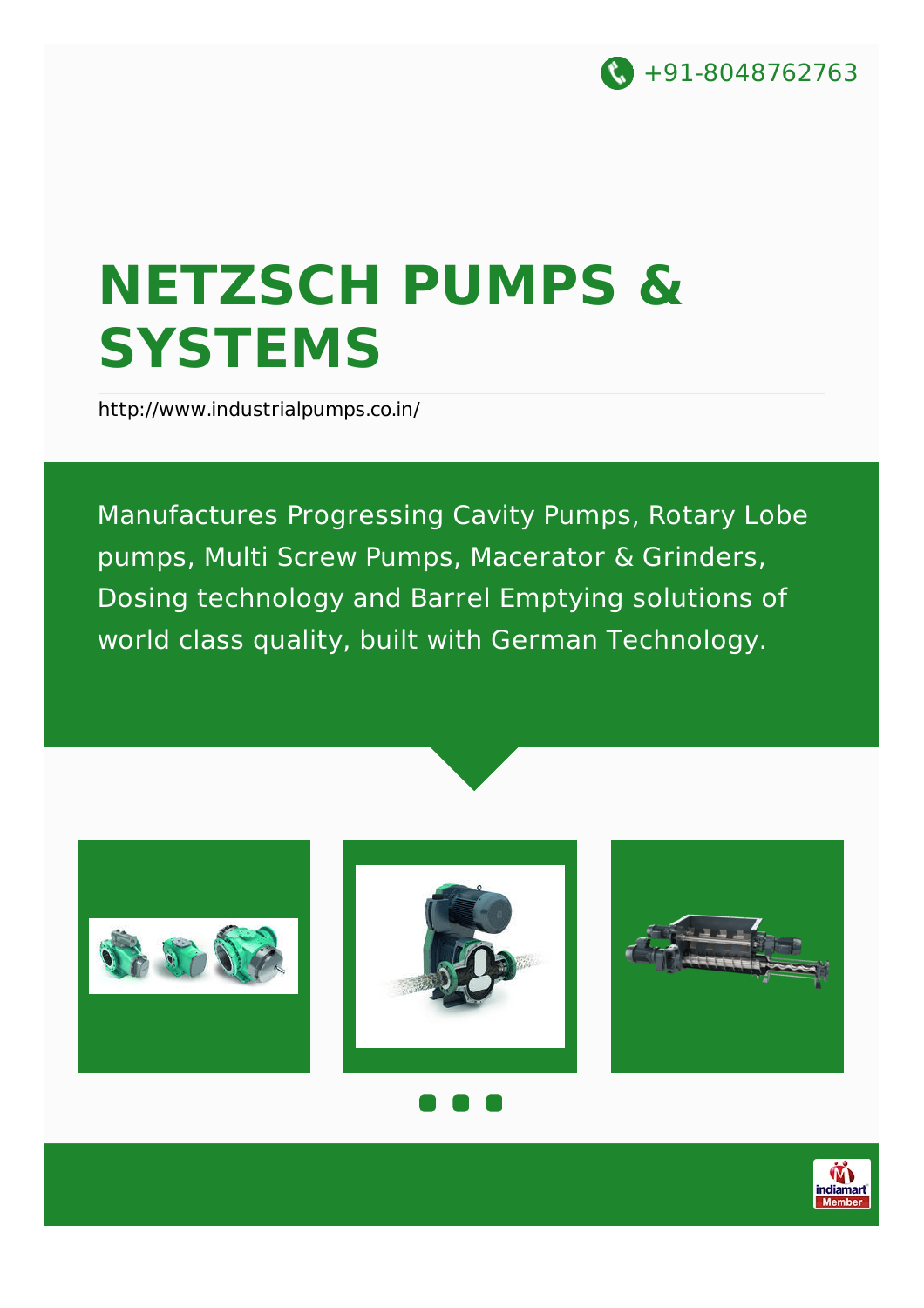+91-8048762763

# NETZSCH PUMPS & SYSTEMS

http://www.industrialpumps.co.in/

Manufactures Progressing Cavity Pumps, Rotary Lobe pumps, Multi Screw Pumps, Macerator & Grinders, Dosing technology and Barrel Emptying solutions of world class quality, built with German Technology.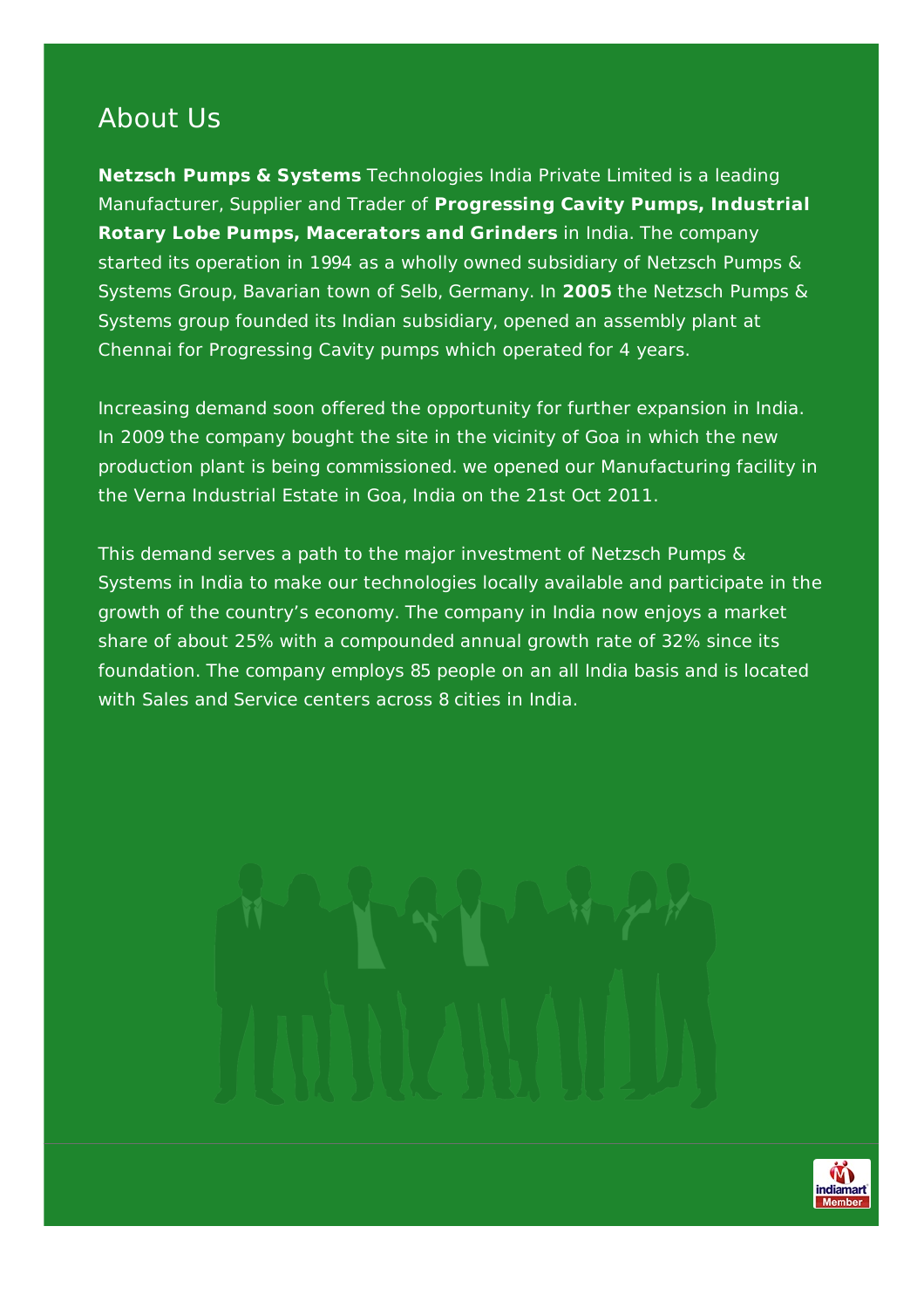## About Us

**Netzsch Pumps & Systems** Technologies India Private Limited is a leading Manufacturer, Supplier and Trader of **Progressing Cavity Pumps, Industrial Rotary Lobe Pumps, Macerators and Grinders** in India. The company started its operation in 1994 as a wholly owned subsidiary of Netzsch Pumps & Systems Group, Bavarian town of Selb, Germany. In **2005** the Netzsch Pumps & Systems group founded its Indian subsidiary, opened an assembly plant at Chennai for Progressing Cavity pumps which operated for 4 years.

Increasing demand soon offered the opportunity for further expansion in India. In 2009 the company bought the site in the vicinity of Goa in which the new production plant is being commissioned. we opened our Manufacturing facility in the Verna Industrial Estate in Goa, India on the 21st Oct 2011.

This demand serves a path to the major investment of Netzsch Pumps & Systems in India to make our technologies locally available and participate in the growth of the country's economy. The company in India now enjoys a market share of about 25% with a compounded annual growth rate of 32% since its foundation. The company employs 85 people on an all India basis and is located with Sales and Service centers across 8 cities in India.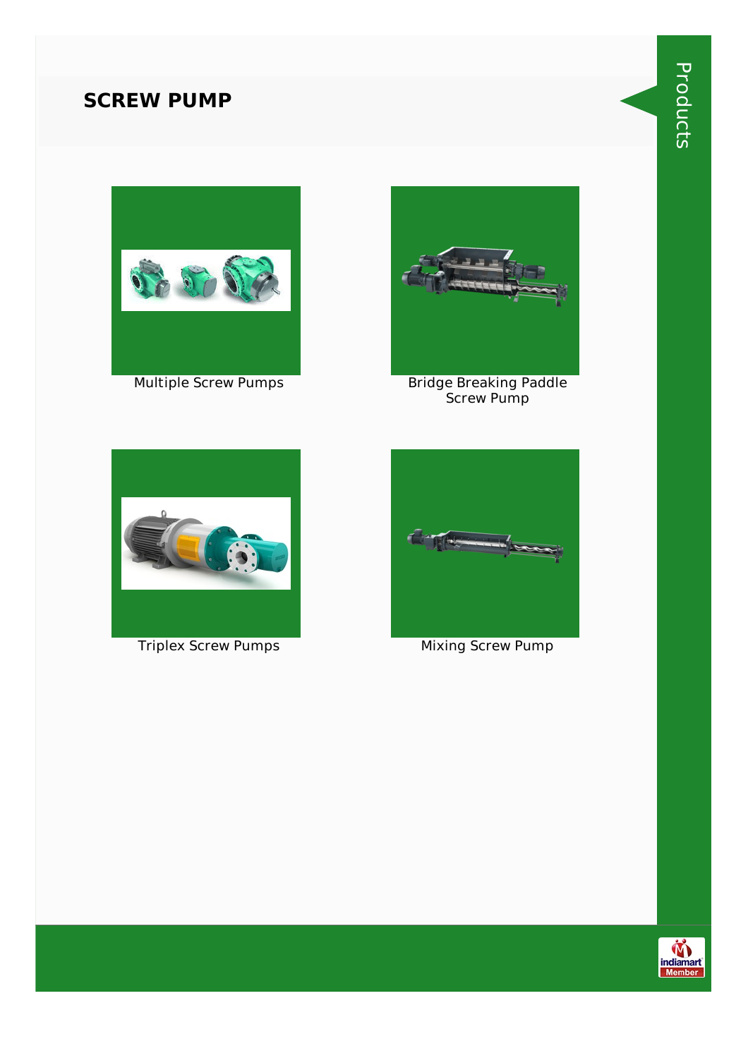# SCREW PUMP

Multiple Screw Pumps

Bridge Breaking Paddle Screw Pump

Triplex Screw Pumps

Mixing Screw Pump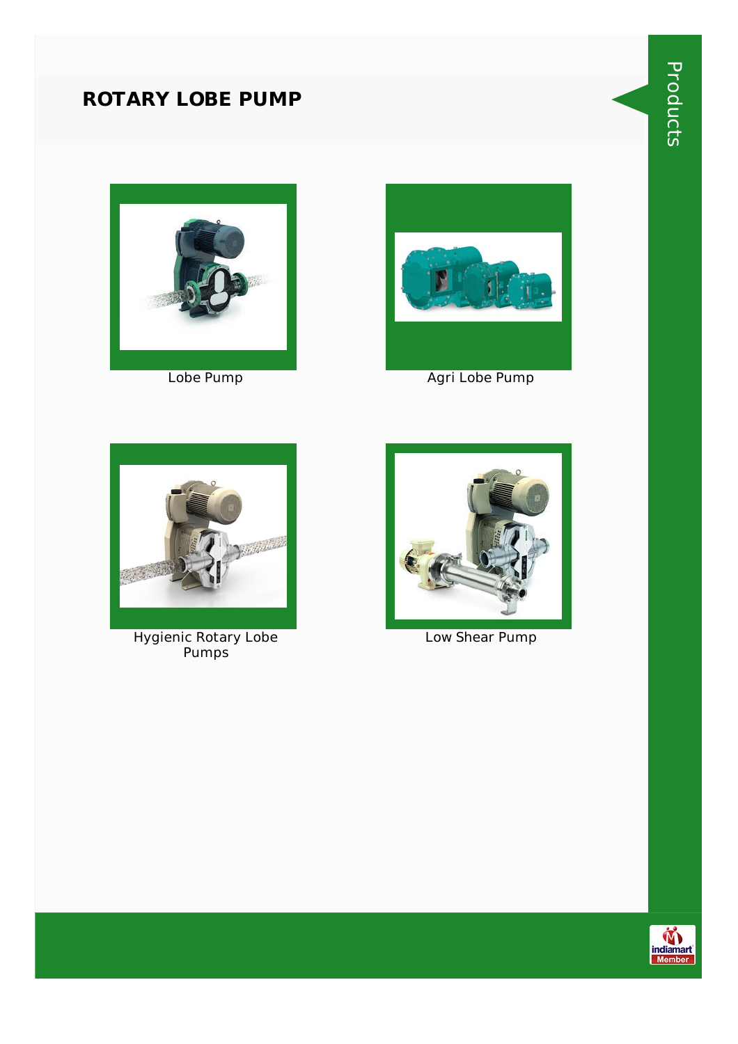# ROTARY LOBE PUMP

Lobe Pump

Agri Lobe Pump

Hygienic Rotary Lobe Pumps

Low Shear Pump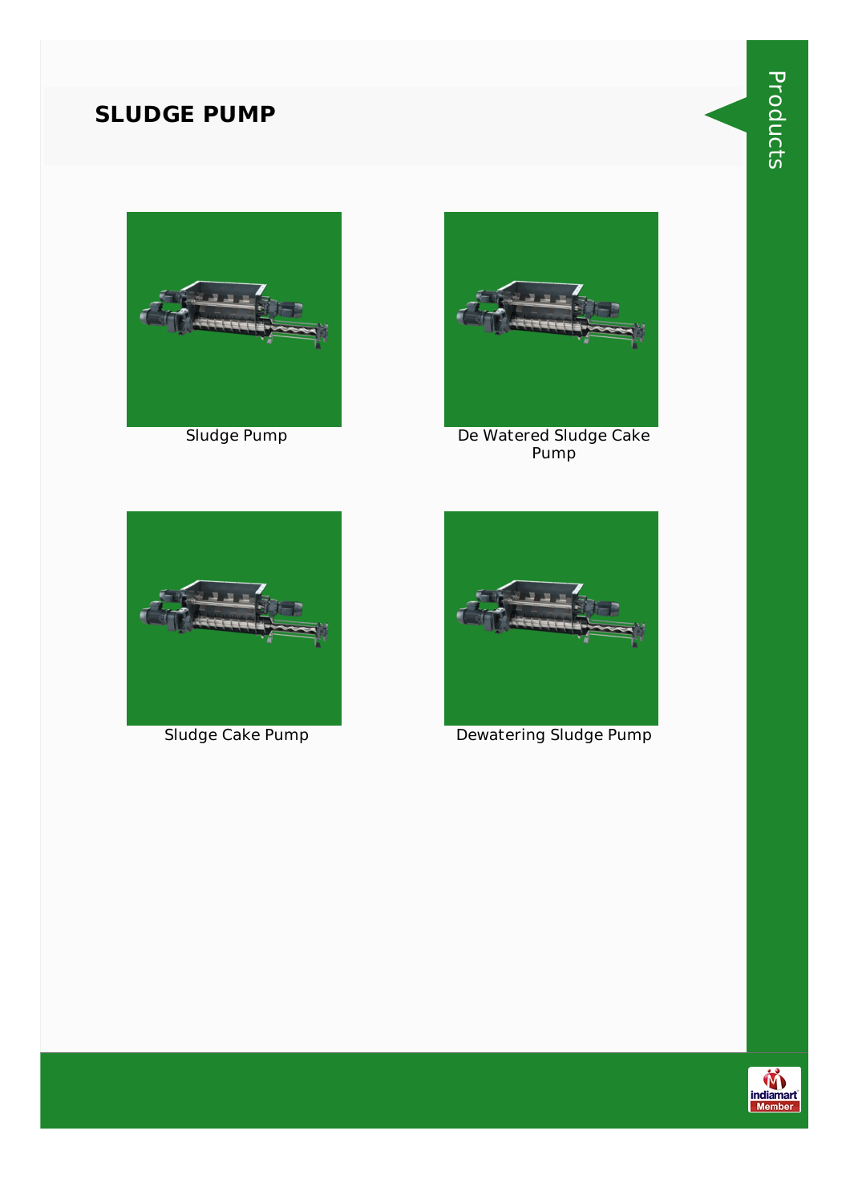## SLUDGE PUMP

Sludge Pump

De Watered Sludge Cake Pump

Sludge Cake Pump

Dewatering Sludge Pump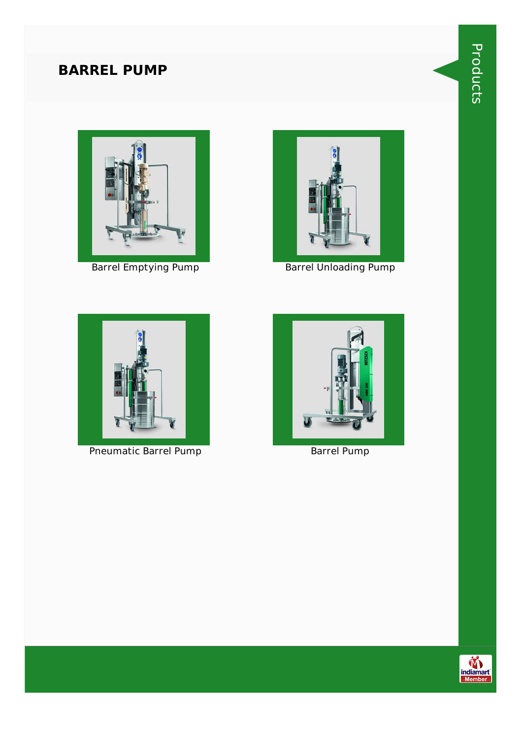## BARREL PUMP

Barrel Emptying Pump

Barrel Unloading Pump

Pneumatic Barrel Pump

Barrel Pump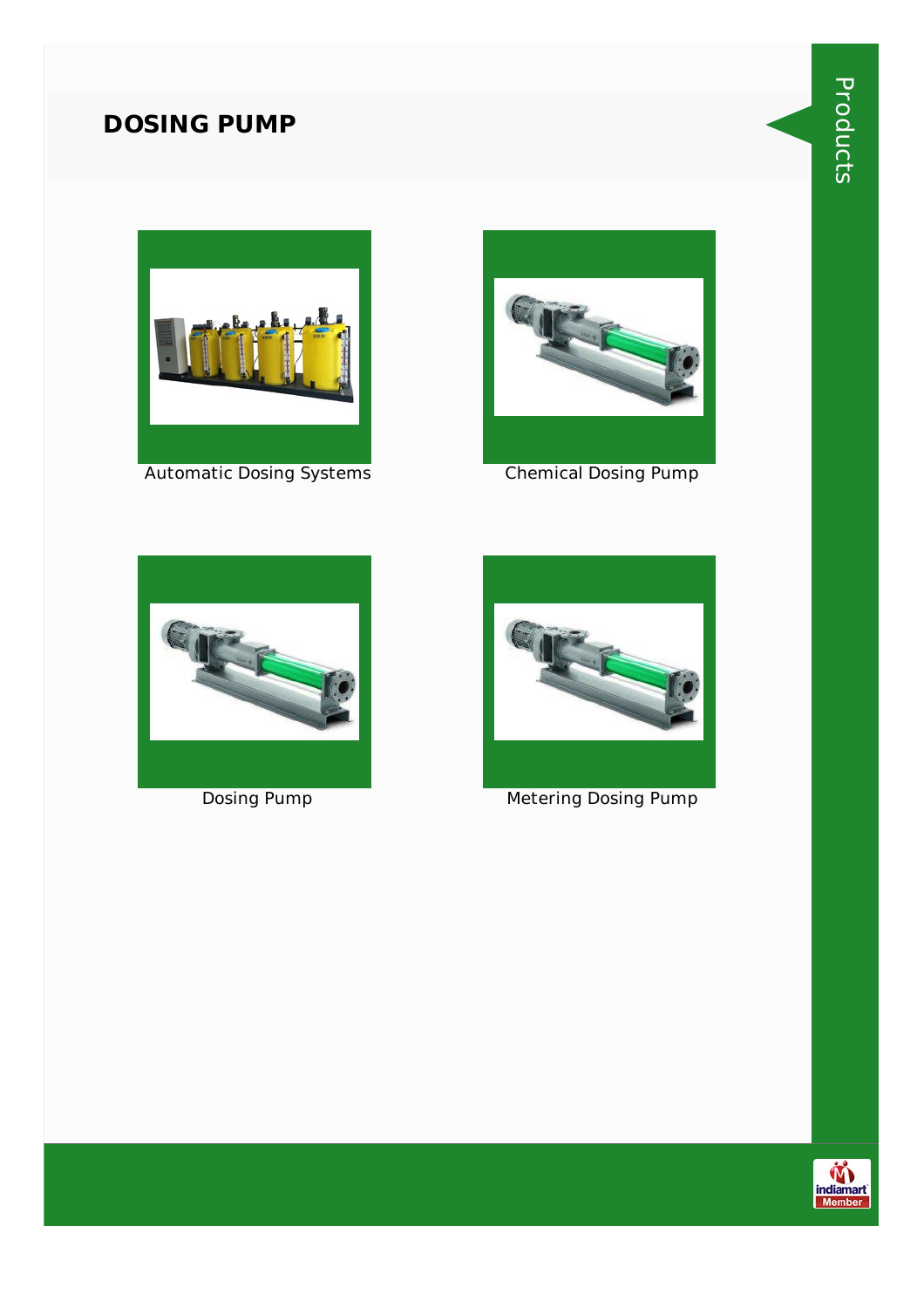# DOSING PUMP

Automatic Dosing Systems

Chemical Dosing Pump

Dosing Pump

Metering Dosing Pump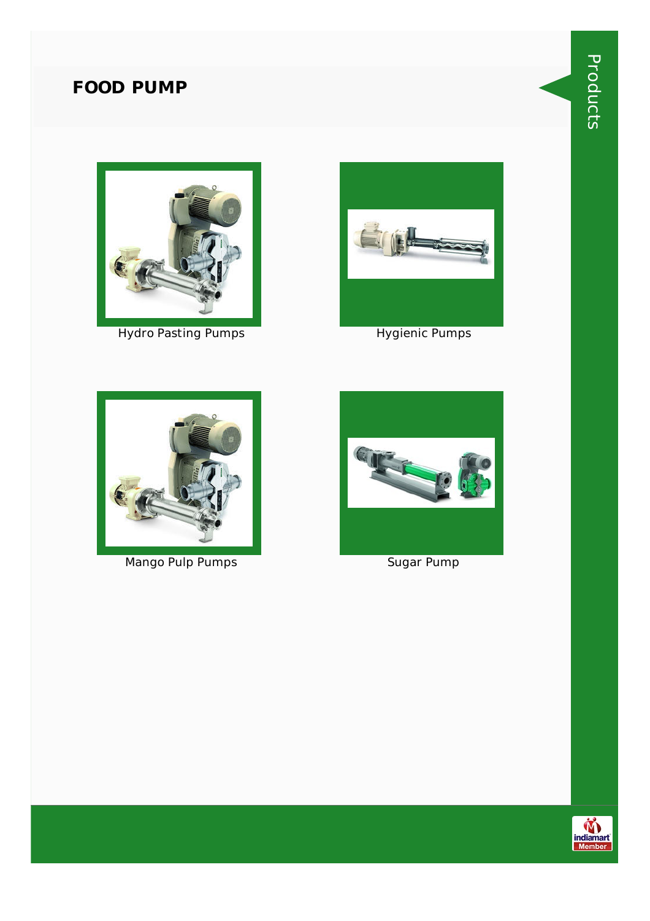## FOOD PUMP

Hydro Pasting Pumps

Hygienic Pumps

Mango Pulp Pumps

Sugar Pump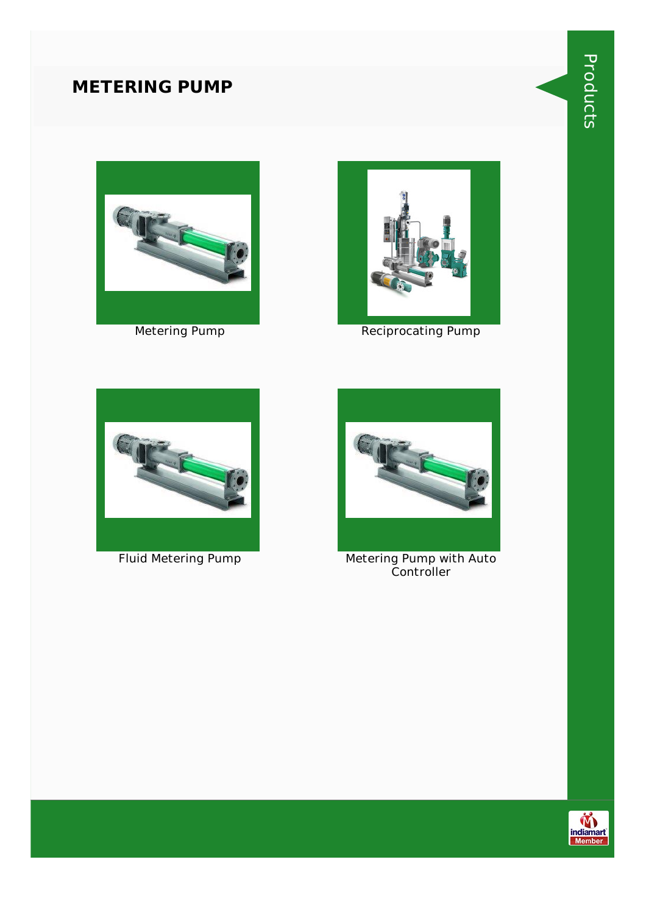# METERING PUMP

Metering Pump

Reciprocating Pump

Fluid Metering Pump

Metering Pump with Auto Controller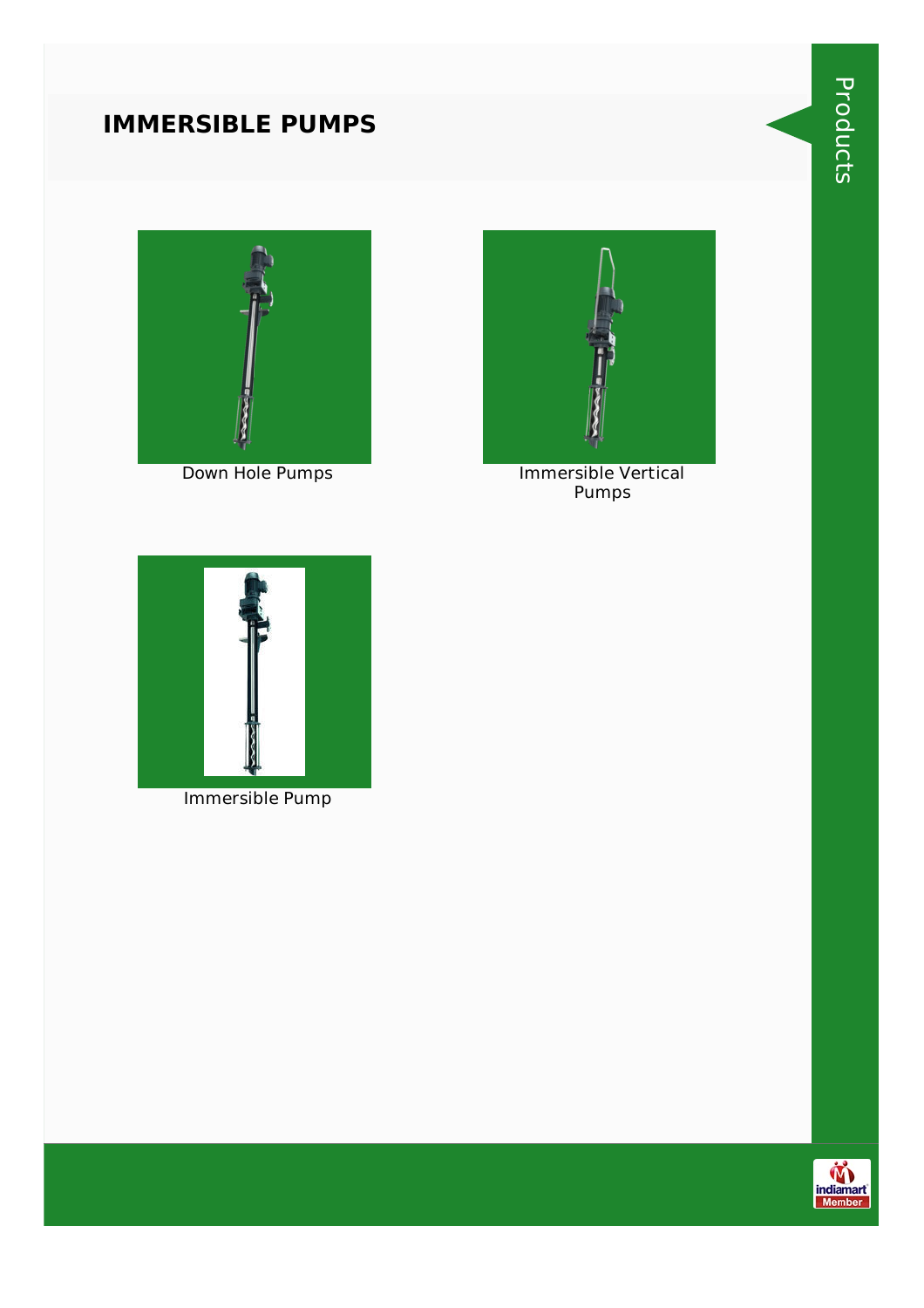# IMMERSIBLE PUMPS

Down Hole Pumps

Immersible Vertical Pumps

Immersible Pump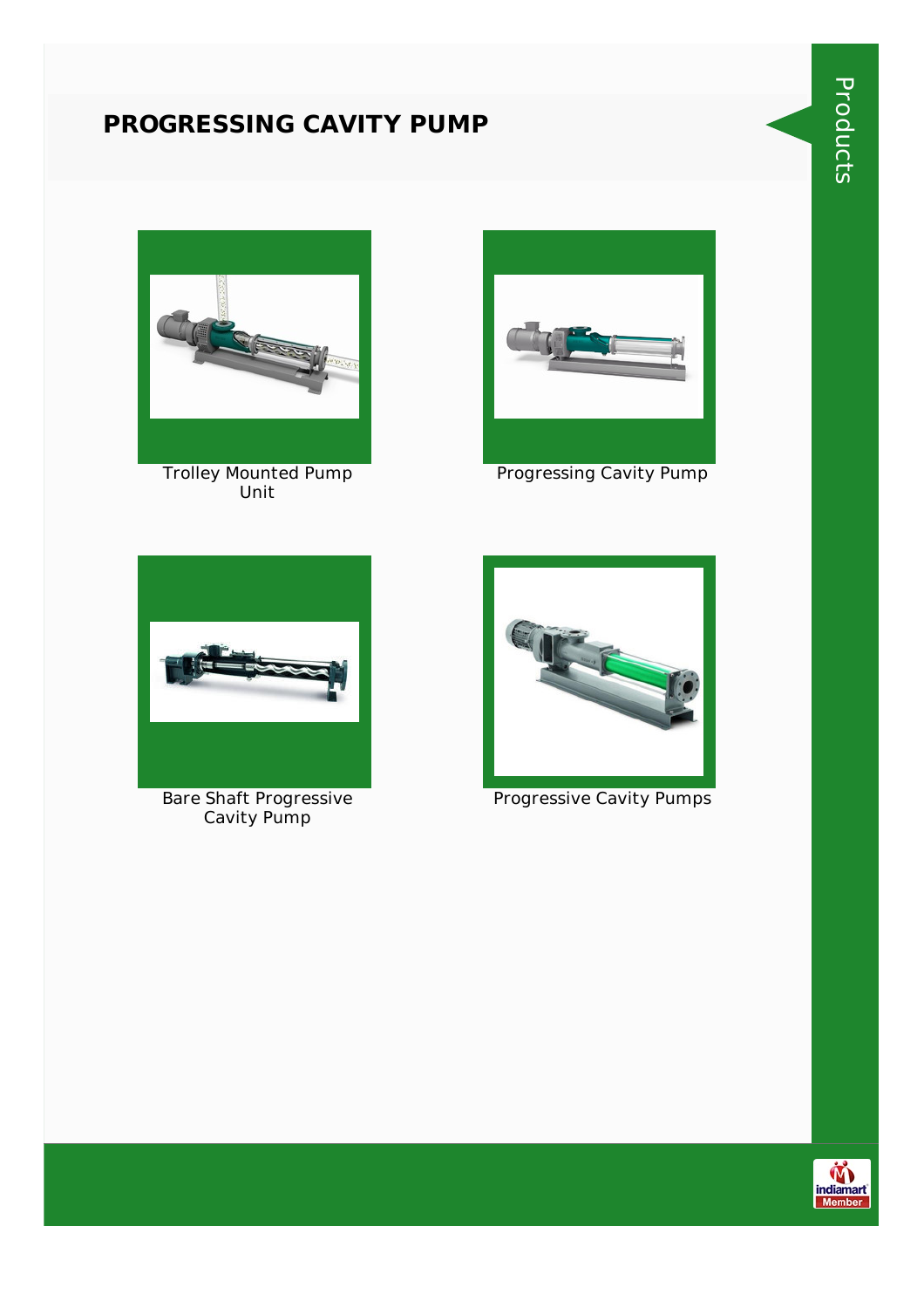# PROGRESSING CAVITY PUMP

Trolley Mounted Pump Unit

Progressing Cavity Pump

Bare Shaft Progressive Cavity Pump

Progressive Cavity Pumps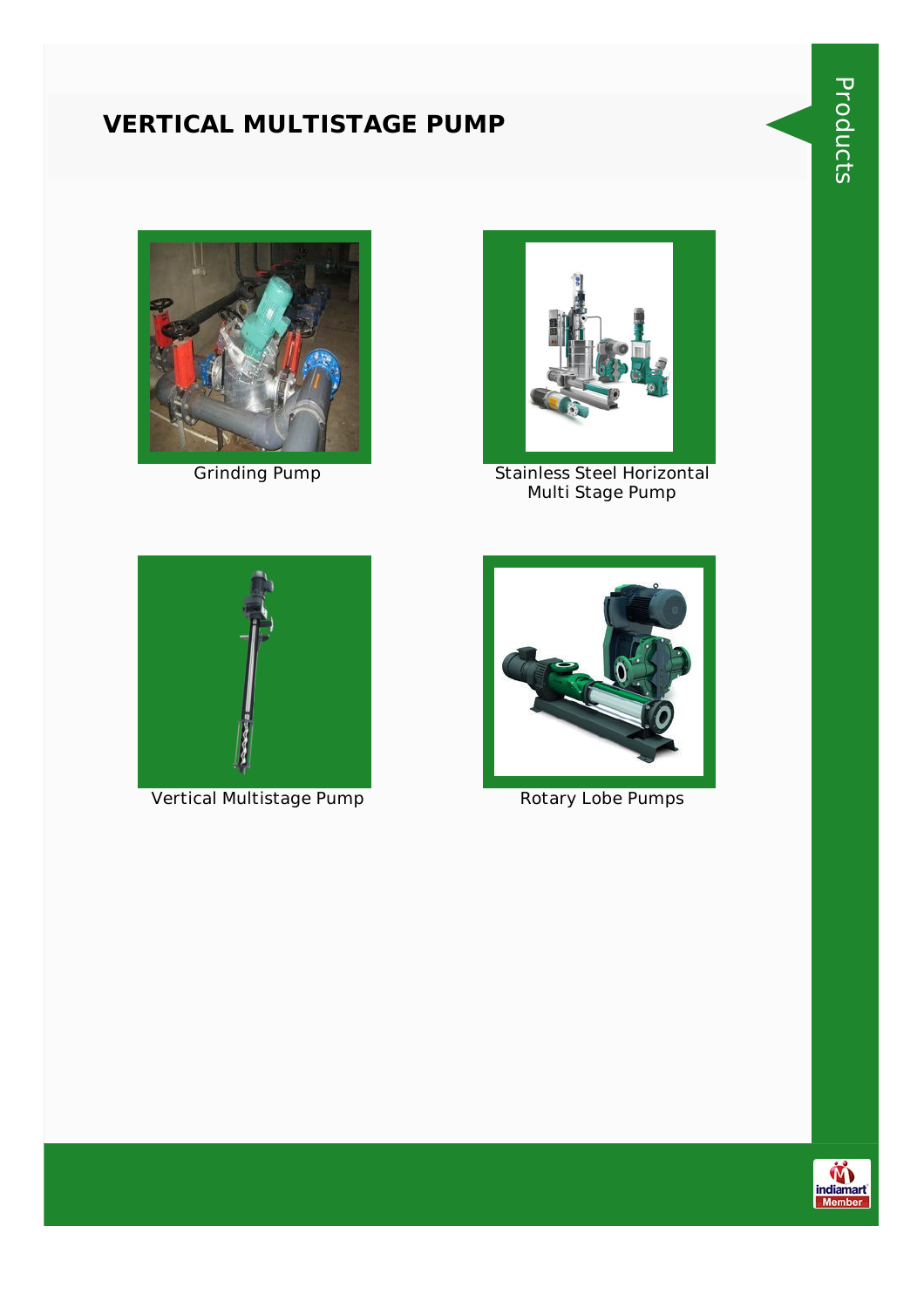# VERTICAL MULTISTAGE PUMP

Grinding Pump

Stainless Steel Horizontal Multi Stage Pump

Vertical Multistage Pump

Rotary Lobe Pumps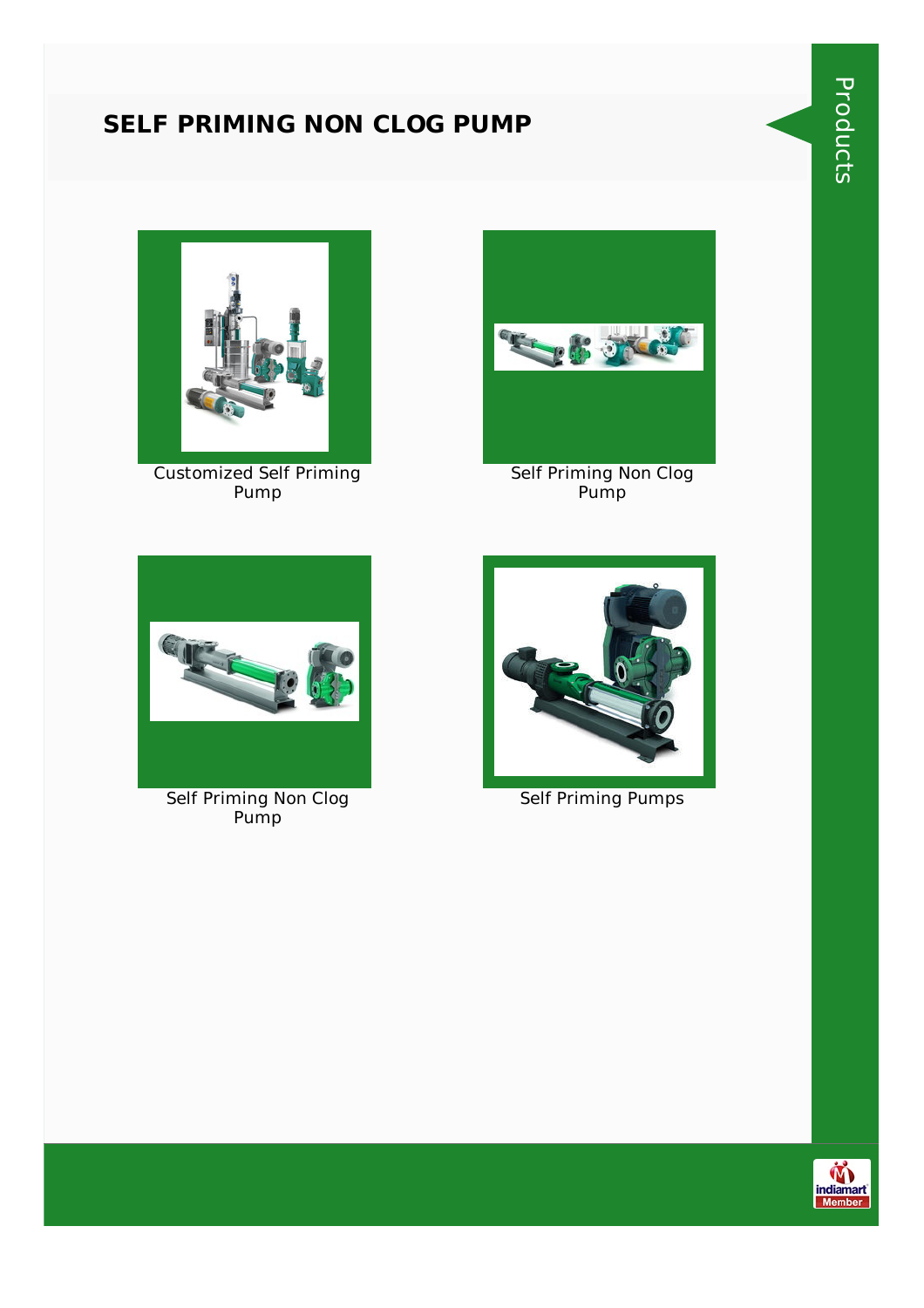# SELF PRIMING NON CLOG PUMP

Customized Self Priming Pump

Self Priming Non Clog Pump

Self Priming Non Clog Pump

Self Priming Pumps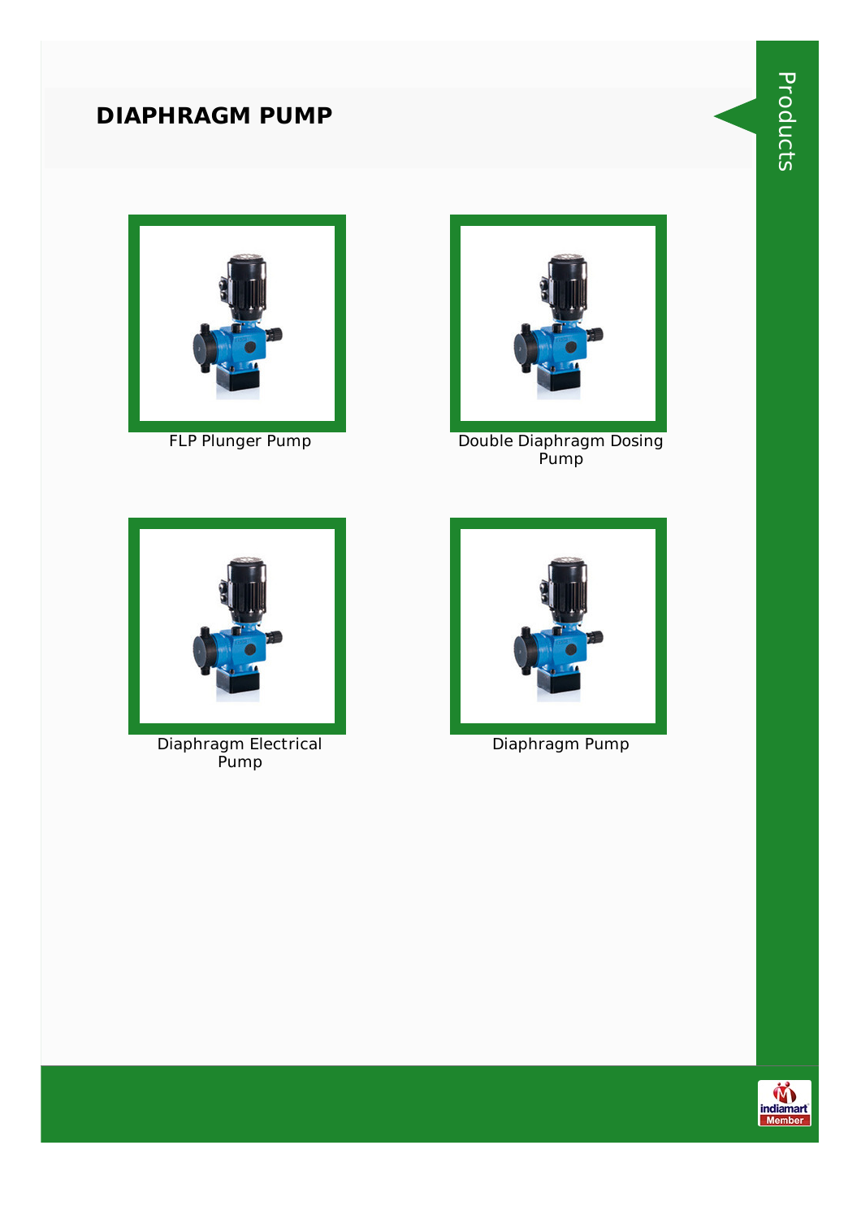# DIAPHRAGM PUMP

FLP Plunger Pump

Double Diaphragm Dosing Pump

Diaphragm Electrical Pump

Diaphragm Pump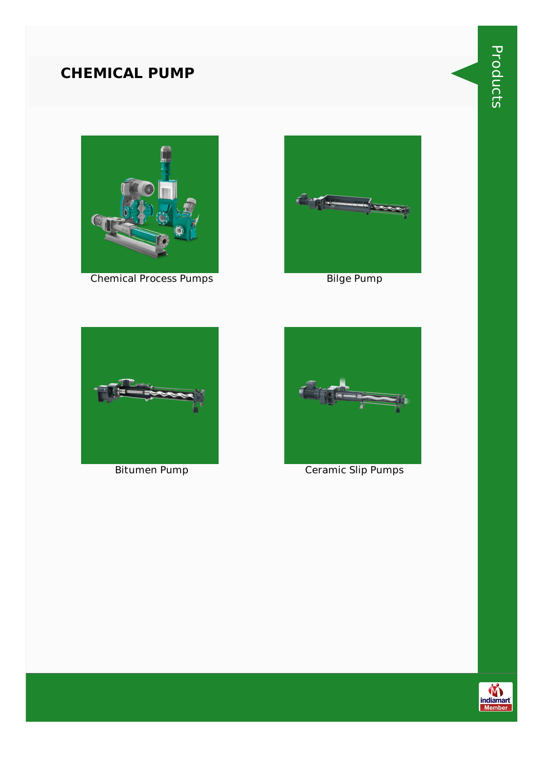## CHEMICAL PUMP

Chemical Process Pumps

Bilge Pump

Bitumen Pump

Ceramic Slip Pumps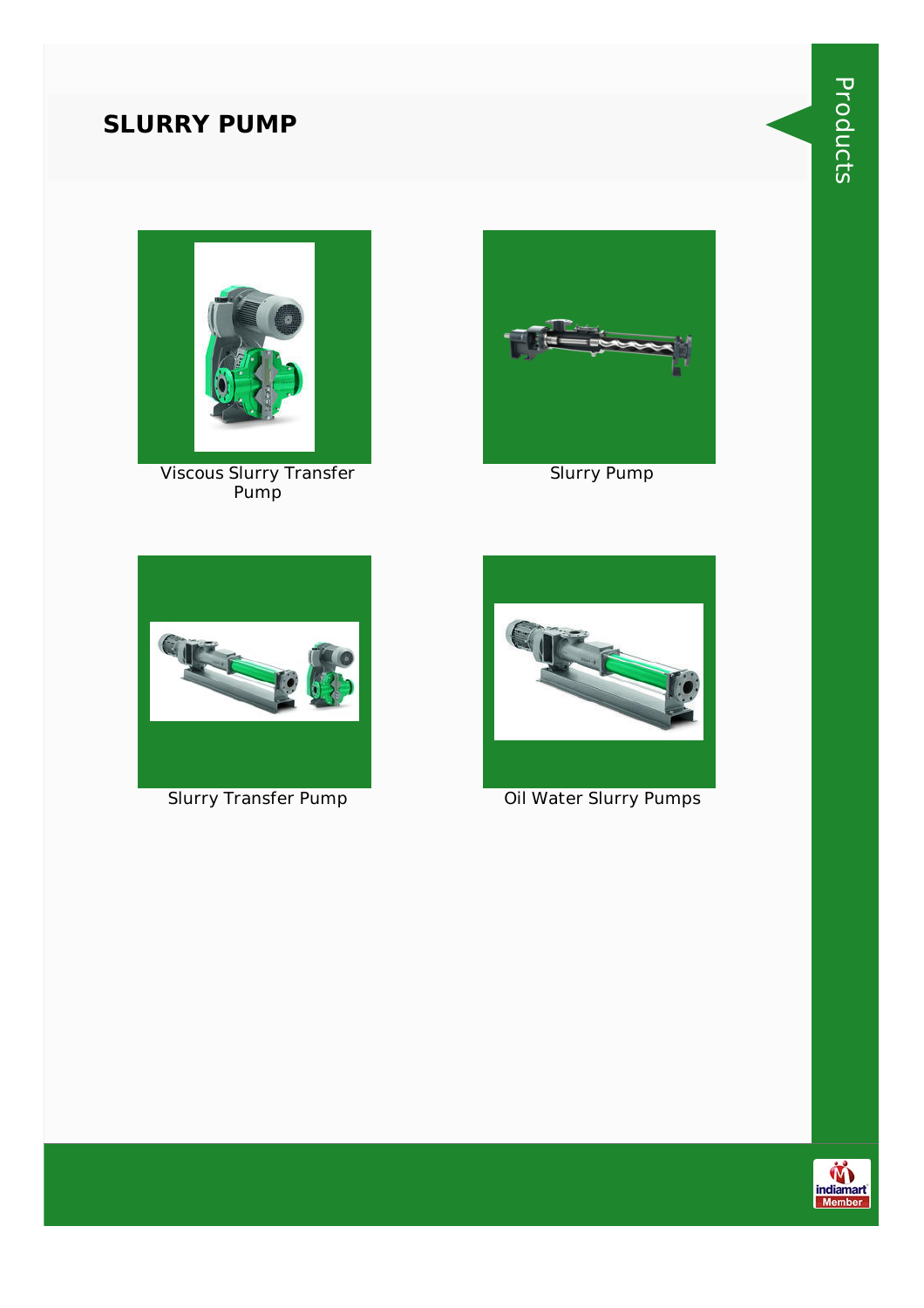## SLURRY PUMP

Viscous Slurry Transfer Pump

Slurry Pump

Slurry Transfer Pump

Oil Water Slurry Pumps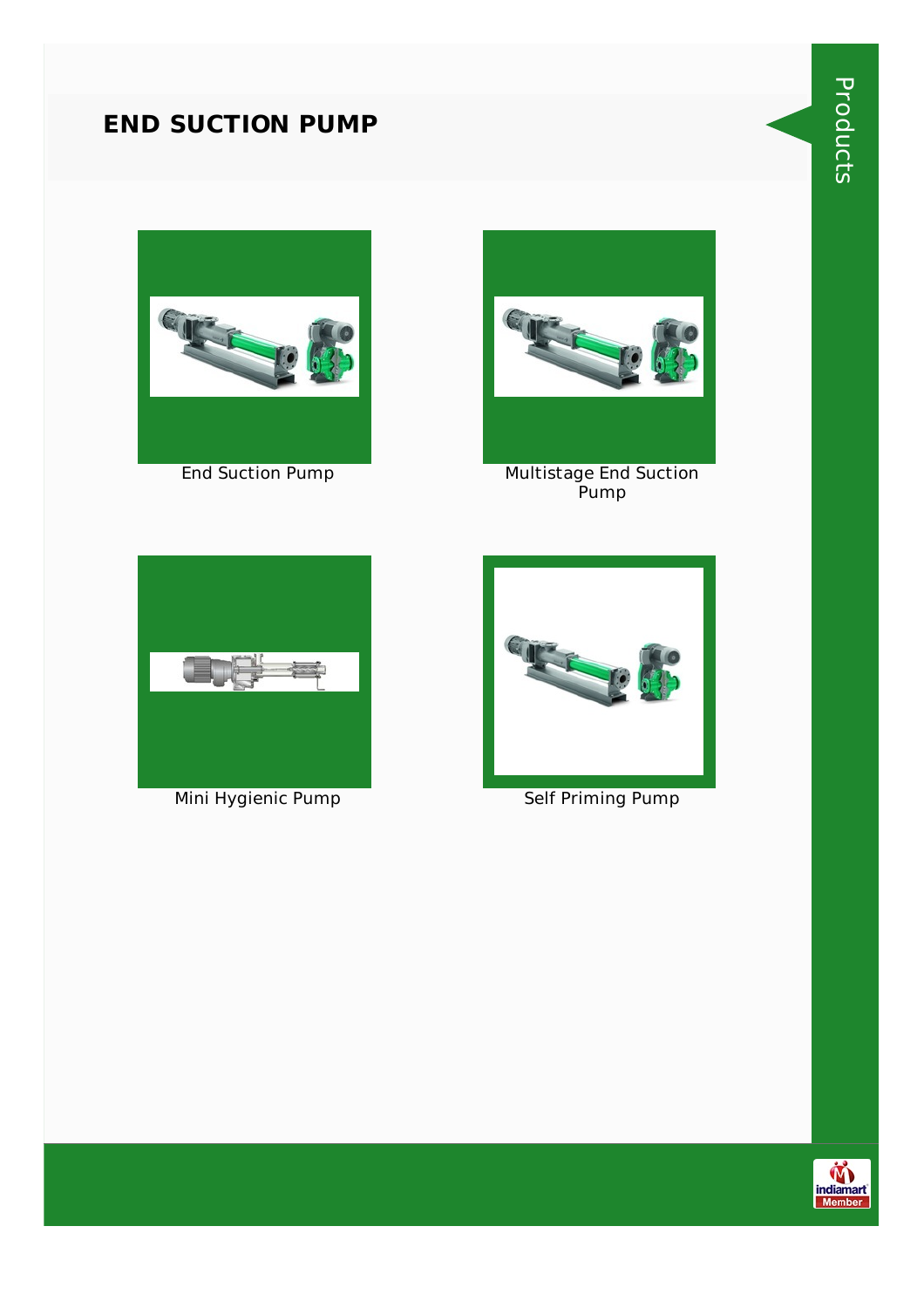# END SUCTION PUMP

End Suction Pump

Multistage End Suction Pump

Mini Hygienic Pump

Self Priming Pump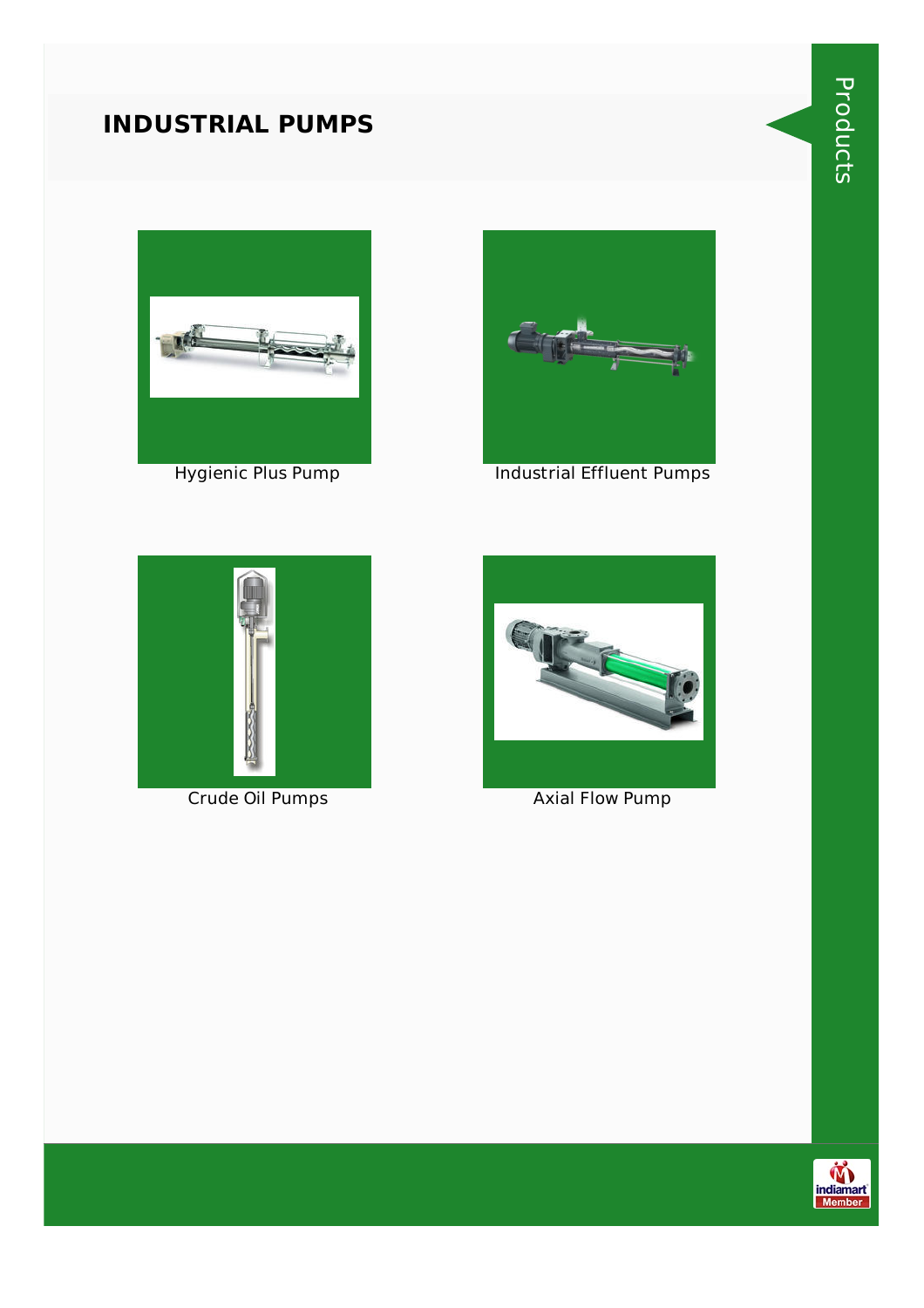# INDUSTRIAL PUMPS

Hygienic Plus Pump

Industrial Effluent Pumps

Crude Oil Pumps

Axial Flow Pump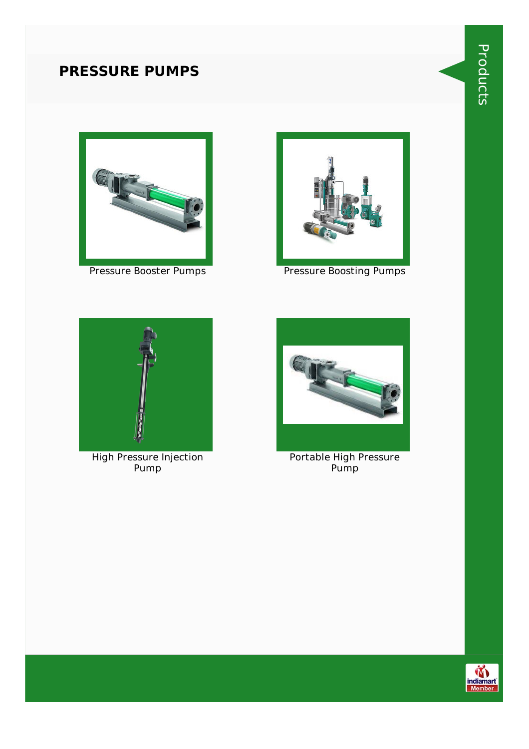## PRESSURE PUMPS

Pressure Booster Pumps

Pressure Boosting Pumps

High Pressure Injection Pump

Portable High Pressure Pump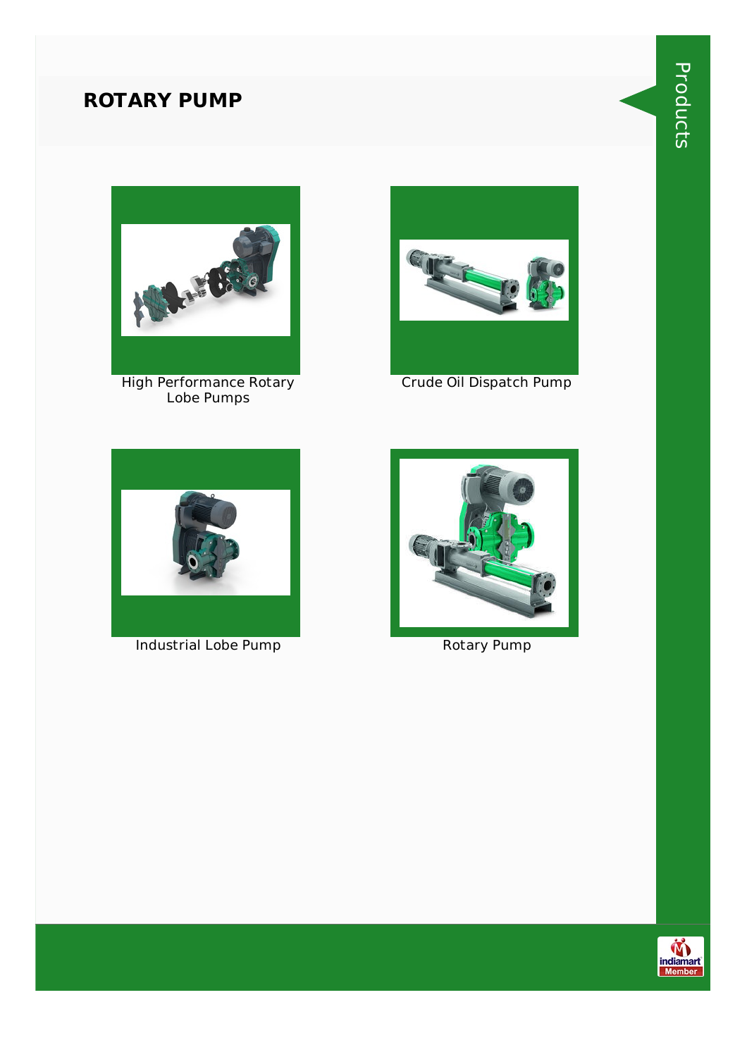# ROTARY PUMP

High Performance Rotary Lobe Pumps

Crude Oil Dispatch Pump

Industrial Lobe Pump

Rotary Pump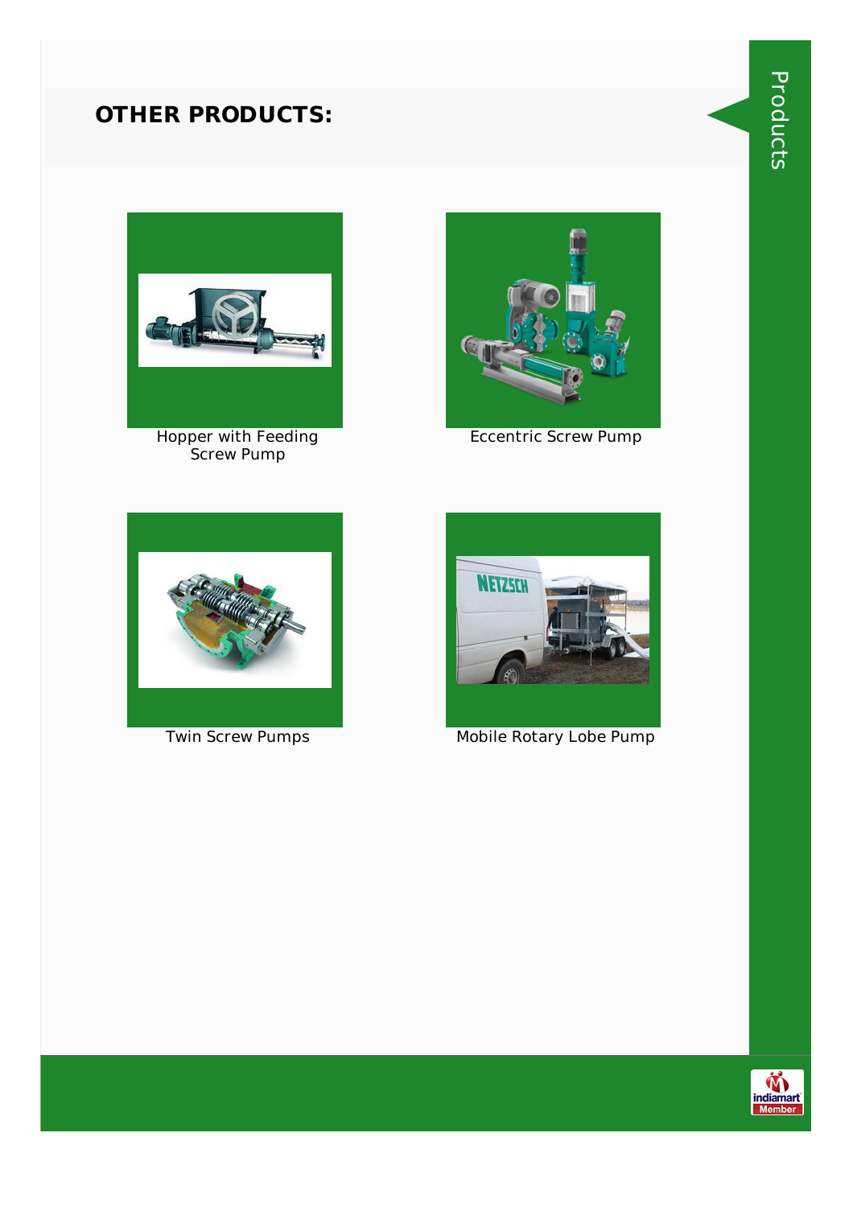## OTHER PRODUCTS:

Hopper with Feeding Screw Pump

Eccentric Screw Pump

Twin Screw Pumps

Mobile Rotary Lobe Pump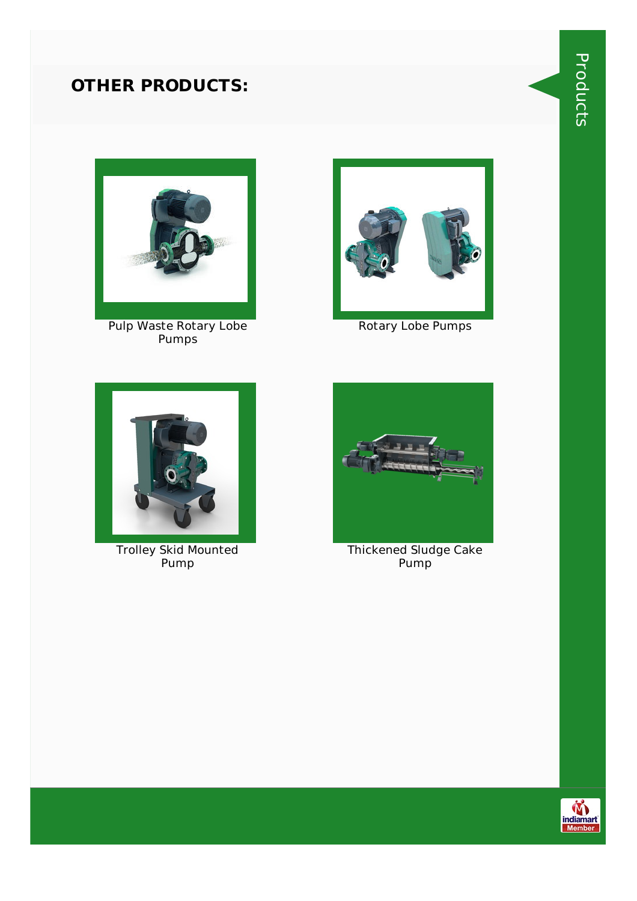## OTHER PRODUCTS:

Pulp Waste Rotary Lobe Pumps

Rotary Lobe Pumps

Trolley Skid Mounted Pump

Thickened Sludge Cake Pump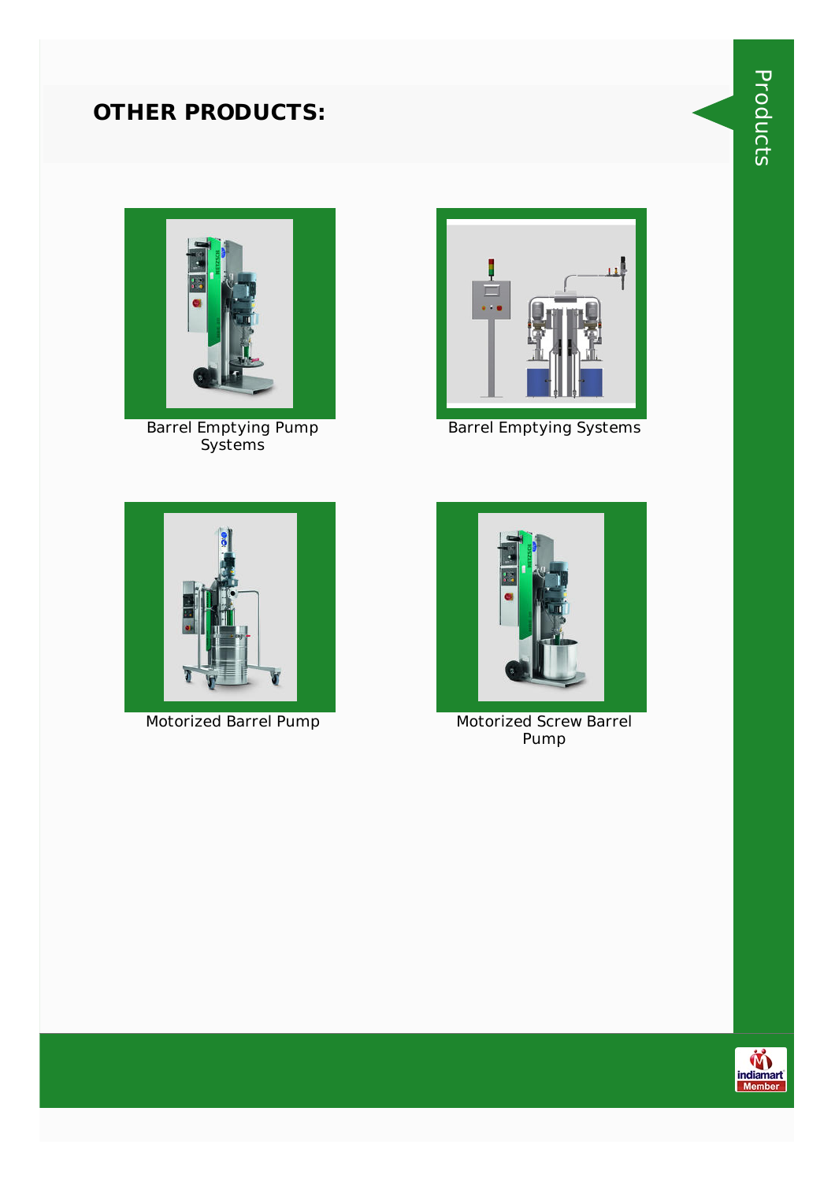## OTHER PRODUCTS:

Barrel Emptying Pump Systems

Barrel Emptying Systems

Motorized Barrel Pump

Motorized Screw Barrel Pump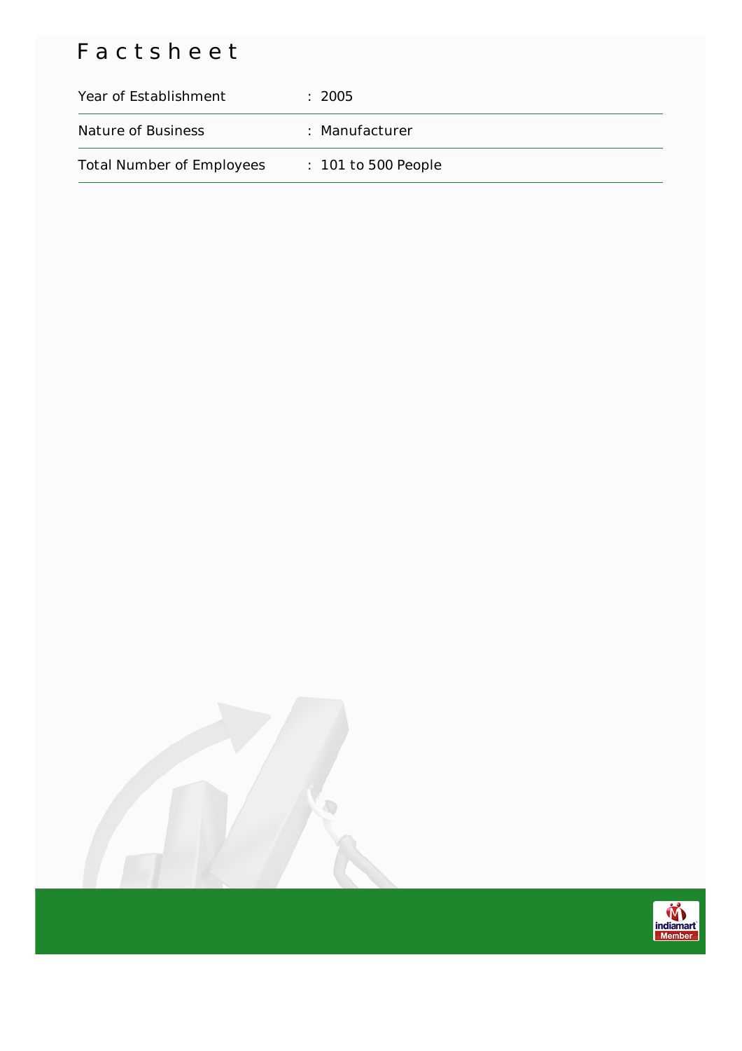# Factsheet

| | |
|---|---|
| Year of Establishment | : 2005 |
| Nature of Business | : Manufacturer |
| Total Number of Employees | : 101 to 500 People |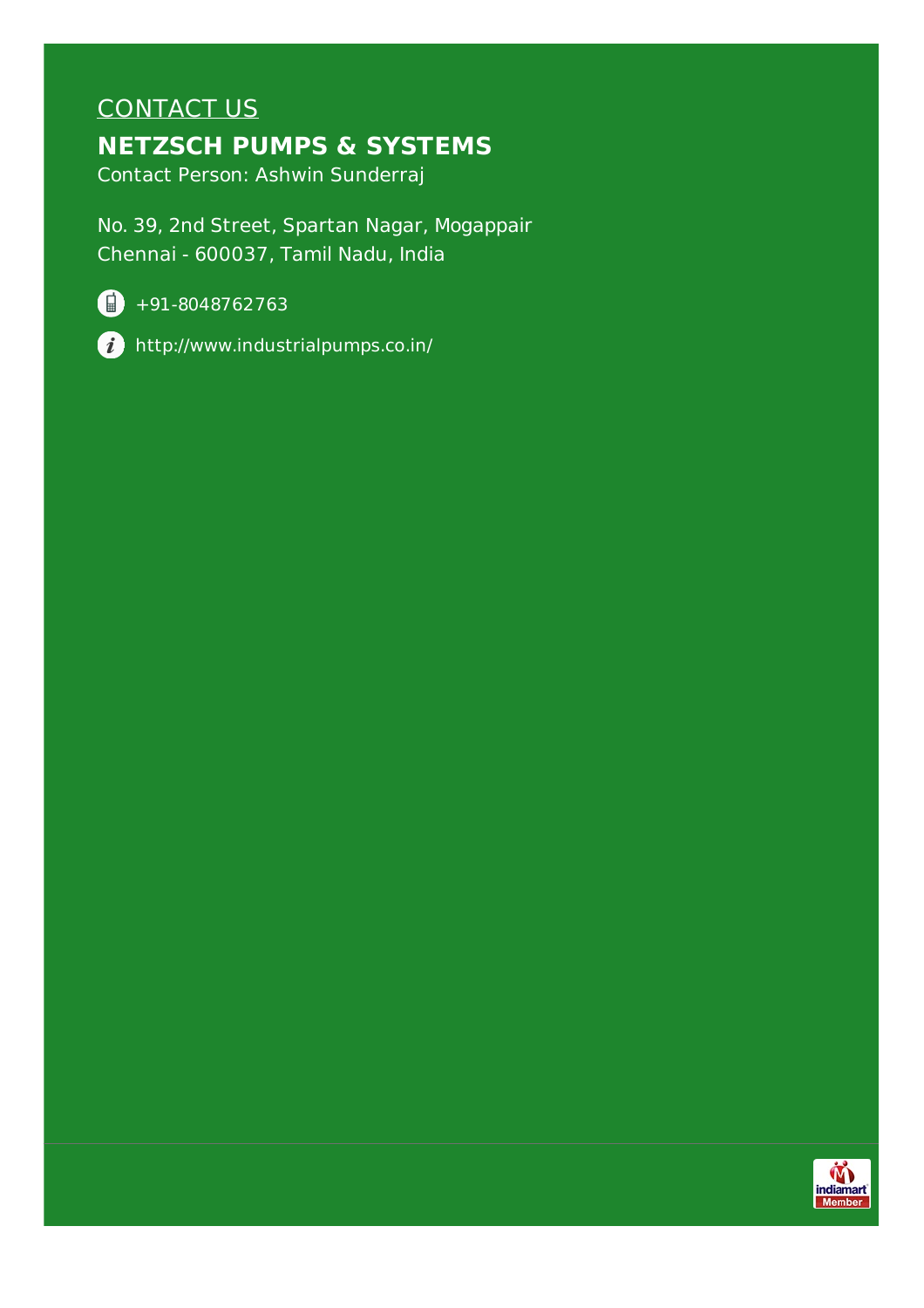## CONTACT US

### NETZSCH PUMPS & SYSTEMS

Contact Person: Ashwin Sunderraj

No. 39, 2nd Street, Spartan Nagar, Mogappair
Chennai - 600037, Tamil Nadu, India

+91-8048762763

http://www.industrialpumps.co.in/